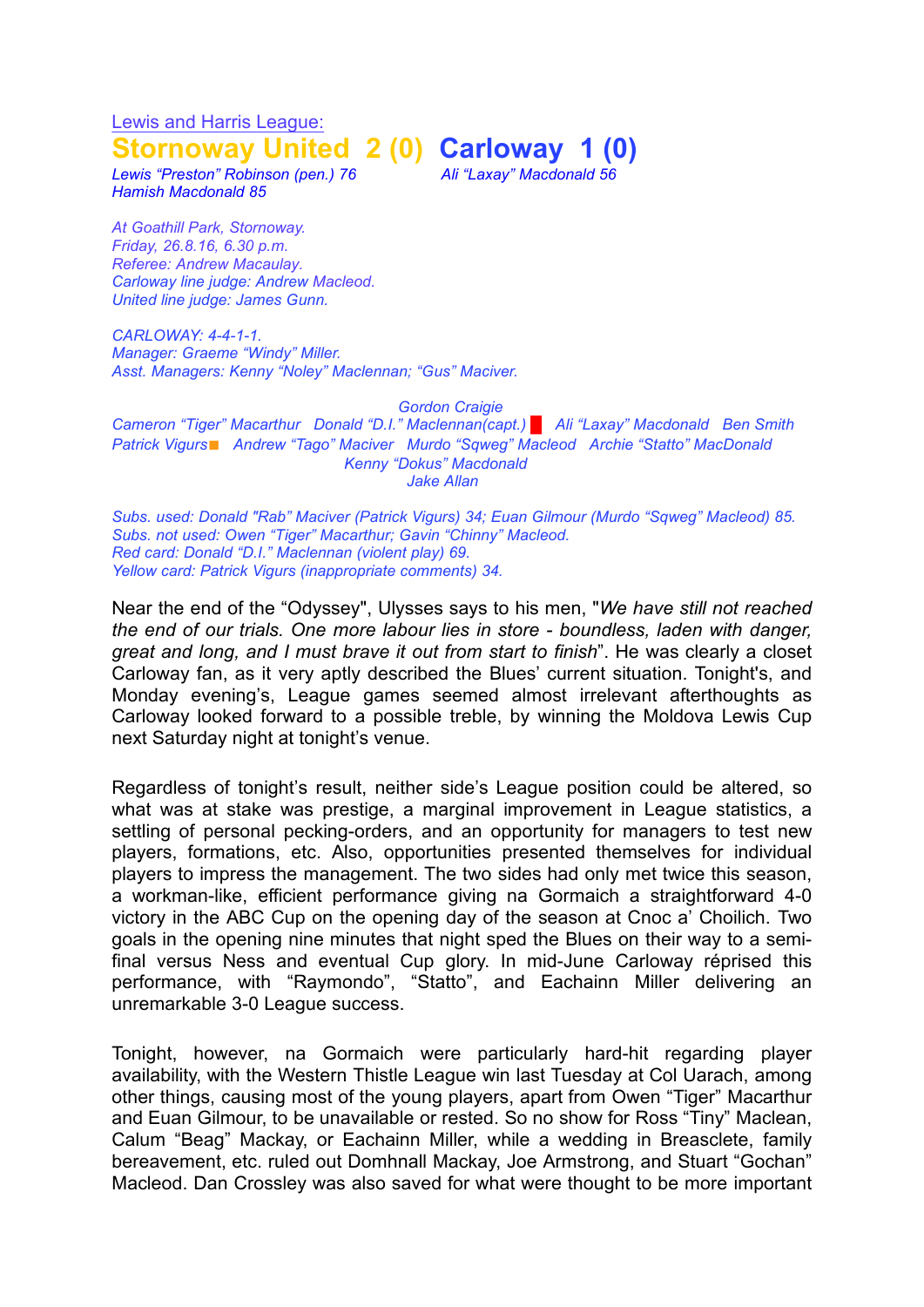Lewis and Harris League:

# Stornoway United 2 (0) Carloway 1 (0)

*Lewis "Preston" Robinson (pen.) 76*
*Hamish Macdonald 85*

*Ali "Laxay" Macdonald 56*

*At Goathill Park, Stornoway.*
*Friday, 26.8.16, 6.30 p.m.*
*Referee: Andrew Macaulay.*
*Carloway line judge: Andrew Macleod.*
*United line judge: James Gunn.*

*CARLOWAY: 4-4-1-1.*
*Manager: Graeme "Windy" Miller.*
*Asst. Managers: Kenny "Noley" Maclennan; "Gus" Maciver.*

Gordon Craigie
Cameron "Tiger" Macarthur  Donald "D.I." Maclennan(capt.) 🟥  Ali "Laxay" Macdonald  Ben Smith
Patrick Vigurs 🟨  Andrew "Tago" Maciver  Murdo "Sqweg" Macleod  Archie "Statto" MacDonald
Kenny "Dokus" Macdonald
Jake Allan

*Subs. used: Donald "Rab" Maciver (Patrick Vigurs) 34; Euan Gilmour (Murdo "Sqweg" Macleod) 85.*
*Subs. not used: Owen "Tiger" Macarthur; Gavin "Chinny" Macleod.*
*Red card: Donald "D.I." Maclennan (violent play) 69.*
*Yellow card: Patrick Vigurs (inappropriate comments) 34.*

Near the end of the "Odyssey", Ulysses says to his men, "*We have still not reached the end of our trials. One more labour lies in store - boundless, laden with danger, great and long, and I must brave it out from start to finish*". He was clearly a closet Carloway fan, as it very aptly described the Blues' current situation. Tonight's, and Monday evening's, League games seemed almost irrelevant afterthoughts as Carloway looked forward to a possible treble, by winning the Moldova Lewis Cup next Saturday night at tonight's venue.

Regardless of tonight's result, neither side's League position could be altered, so what was at stake was prestige, a marginal improvement in League statistics, a settling of personal pecking-orders, and an opportunity for managers to test new players, formations, etc. Also, opportunities presented themselves for individual players to impress the management. The two sides had only met twice this season, a workman-like, efficient performance giving na Gormaich a straightforward 4-0 victory in the ABC Cup on the opening day of the season at Cnoc a' Choilich. Two goals in the opening nine minutes that night sped the Blues on their way to a semi-final versus Ness and eventual Cup glory. In mid-June Carloway réprised this performance, with "Raymondo", "Statto", and Eachainn Miller delivering an unremarkable 3-0 League success.

Tonight, however, na Gormaich were particularly hard-hit regarding player availability, with the Western Thistle League win last Tuesday at Col Uarach, among other things, causing most of the young players, apart from Owen "Tiger" Macarthur and Euan Gilmour, to be unavailable or rested. So no show for Ross "Tiny" Maclean, Calum "Beag" Mackay, or Eachainn Miller, while a wedding in Breasclete, family bereavement, etc. ruled out Domhnall Mackay, Joe Armstrong, and Stuart "Gochan" Macleod. Dan Crossley was also saved for what were thought to be more important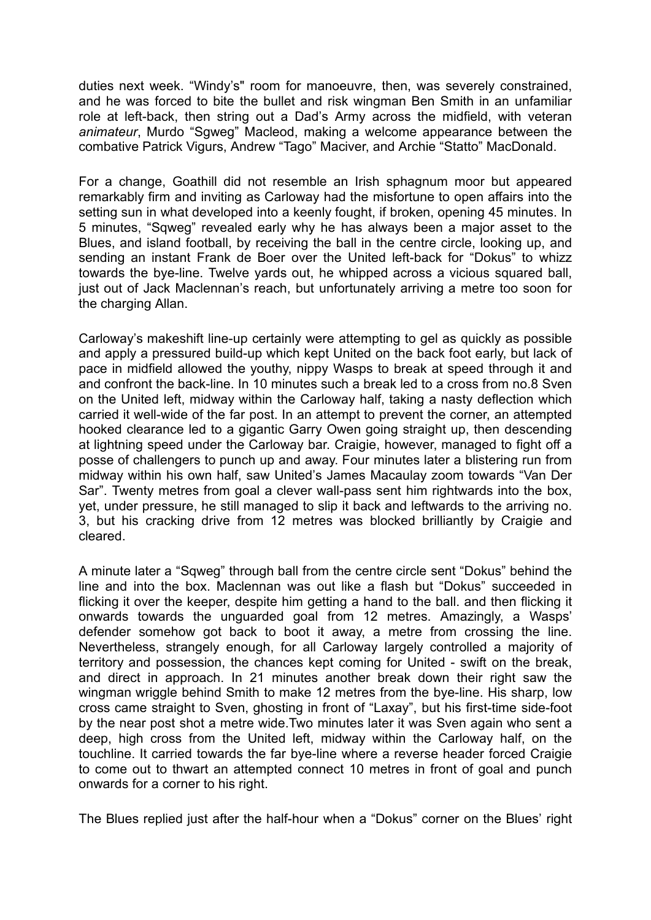duties next week. "Windy's" room for manoeuvre, then, was severely constrained, and he was forced to bite the bullet and risk wingman Ben Smith in an unfamiliar role at left-back, then string out a Dad's Army across the midfield, with veteran *animateur*, Murdo "Sgweg" Macleod, making a welcome appearance between the combative Patrick Vigurs, Andrew "Tago" Maciver, and Archie "Statto" MacDonald.

For a change, Goathill did not resemble an Irish sphagnum moor but appeared remarkably firm and inviting as Carloway had the misfortune to open affairs into the setting sun in what developed into a keenly fought, if broken, opening 45 minutes. In 5 minutes, "Sqweg" revealed early why he has always been a major asset to the Blues, and island football, by receiving the ball in the centre circle, looking up, and sending an instant Frank de Boer over the United left-back for "Dokus" to whizz towards the bye-line. Twelve yards out, he whipped across a vicious squared ball, just out of Jack Maclennan's reach, but unfortunately arriving a metre too soon for the charging Allan.

Carloway's makeshift line-up certainly were attempting to gel as quickly as possible and apply a pressured build-up which kept United on the back foot early, but lack of pace in midfield allowed the youthy, nippy Wasps to break at speed through it and and confront the back-line. In 10 minutes such a break led to a cross from no.8 Sven on the United left, midway within the Carloway half, taking a nasty deflection which carried it well-wide of the far post. In an attempt to prevent the corner, an attempted hooked clearance led to a gigantic Garry Owen going straight up, then descending at lightning speed under the Carloway bar. Craigie, however, managed to fight off a posse of challengers to punch up and away. Four minutes later a blistering run from midway within his own half, saw United's James Macaulay zoom towards "Van Der Sar". Twenty metres from goal a clever wall-pass sent him rightwards into the box, yet, under pressure, he still managed to slip it back and leftwards to the arriving no. 3, but his cracking drive from 12 metres was blocked brilliantly by Craigie and cleared.

A minute later a "Sqweg" through ball from the centre circle sent "Dokus" behind the line and into the box. Maclennan was out like a flash but "Dokus" succeeded in flicking it over the keeper, despite him getting a hand to the ball. and then flicking it onwards towards the unguarded goal from 12 metres. Amazingly, a Wasps' defender somehow got back to boot it away, a metre from crossing the line. Nevertheless, strangely enough, for all Carloway largely controlled a majority of territory and possession, the chances kept coming for United - swift on the break, and direct in approach. In 21 minutes another break down their right saw the wingman wriggle behind Smith to make 12 metres from the bye-line. His sharp, low cross came straight to Sven, ghosting in front of "Laxay", but his first-time side-foot by the near post shot a metre wide.Two minutes later it was Sven again who sent a deep, high cross from the United left, midway within the Carloway half, on the touchline. It carried towards the far bye-line where a reverse header forced Craigie to come out to thwart an attempted connect 10 metres in front of goal and punch onwards for a corner to his right.

The Blues replied just after the half-hour when a "Dokus" corner on the Blues' right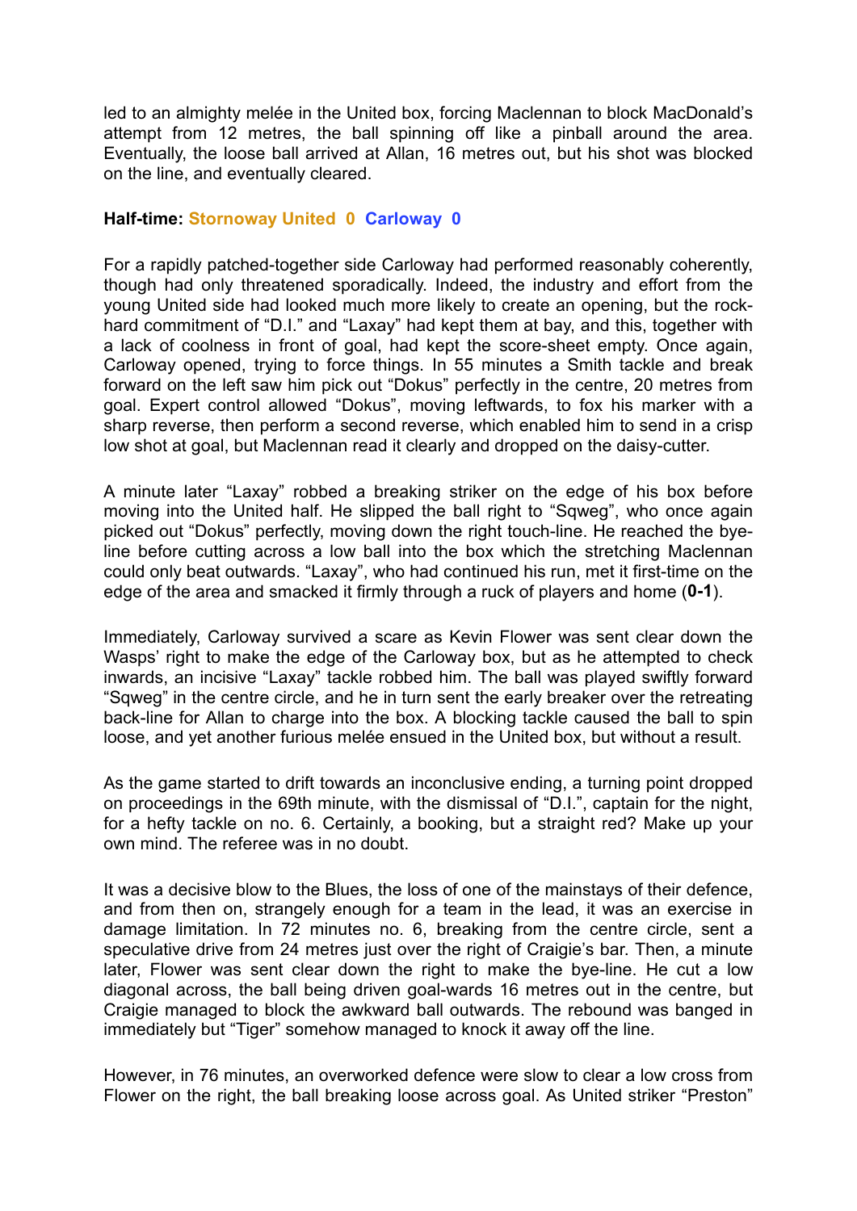led to an almighty melée in the United box, forcing Maclennan to block MacDonald's attempt from 12 metres, the ball spinning off like a pinball around the area. Eventually, the loose ball arrived at Allan, 16 metres out, but his shot was blocked on the line, and eventually cleared.

**Half-time: Stornoway United 0 Carloway 0**

For a rapidly patched-together side Carloway had performed reasonably coherently, though had only threatened sporadically. Indeed, the industry and effort from the young United side had looked much more likely to create an opening, but the rock-hard commitment of "D.I." and "Laxay" had kept them at bay, and this, together with a lack of coolness in front of goal, had kept the score-sheet empty. Once again, Carloway opened, trying to force things. In 55 minutes a Smith tackle and break forward on the left saw him pick out "Dokus" perfectly in the centre, 20 metres from goal. Expert control allowed "Dokus", moving leftwards, to fox his marker with a sharp reverse, then perform a second reverse, which enabled him to send in a crisp low shot at goal, but Maclennan read it clearly and dropped on the daisy-cutter.

A minute later "Laxay" robbed a breaking striker on the edge of his box before moving into the United half. He slipped the ball right to "Sqweg", who once again picked out "Dokus" perfectly, moving down the right touch-line. He reached the bye-line before cutting across a low ball into the box which the stretching Maclennan could only beat outwards. "Laxay", who had continued his run, met it first-time on the edge of the area and smacked it firmly through a ruck of players and home (**0-1**).

Immediately, Carloway survived a scare as Kevin Flower was sent clear down the Wasps' right to make the edge of the Carloway box, but as he attempted to check inwards, an incisive "Laxay" tackle robbed him. The ball was played swiftly forward "Sqweg" in the centre circle, and he in turn sent the early breaker over the retreating back-line for Allan to charge into the box. A blocking tackle caused the ball to spin loose, and yet another furious melée ensued in the United box, but without a result.

As the game started to drift towards an inconclusive ending, a turning point dropped on proceedings in the 69th minute, with the dismissal of "D.I.", captain for the night, for a hefty tackle on no. 6. Certainly, a booking, but a straight red? Make up your own mind. The referee was in no doubt.

It was a decisive blow to the Blues, the loss of one of the mainstays of their defence, and from then on, strangely enough for a team in the lead, it was an exercise in damage limitation. In 72 minutes no. 6, breaking from the centre circle, sent a speculative drive from 24 metres just over the right of Craigie's bar. Then, a minute later, Flower was sent clear down the right to make the bye-line. He cut a low diagonal across, the ball being driven goal-wards 16 metres out in the centre, but Craigie managed to block the awkward ball outwards. The rebound was banged in immediately but "Tiger" somehow managed to knock it away off the line.

However, in 76 minutes, an overworked defence were slow to clear a low cross from Flower on the right, the ball breaking loose across goal. As United striker "Preston"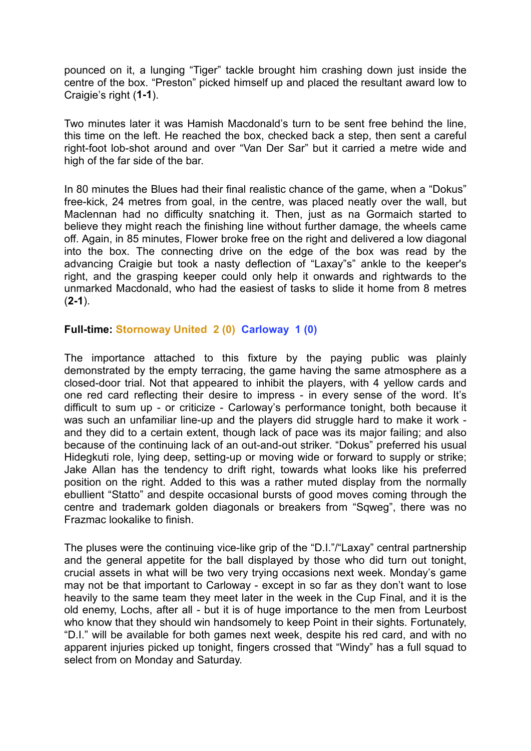pounced on it, a lunging "Tiger" tackle brought him crashing down just inside the centre of the box. "Preston" picked himself up and placed the resultant award low to Craigie's right (**1-1**).

Two minutes later it was Hamish Macdonald's turn to be sent free behind the line, this time on the left. He reached the box, checked back a step, then sent a careful right-foot lob-shot around and over "Van Der Sar" but it carried a metre wide and high of the far side of the bar.

In 80 minutes the Blues had their final realistic chance of the game, when a "Dokus" free-kick, 24 metres from goal, in the centre, was placed neatly over the wall, but Maclennan had no difficulty snatching it. Then, just as na Gormaich started to believe they might reach the finishing line without further damage, the wheels came off. Again, in 85 minutes, Flower broke free on the right and delivered a low diagonal into the box. The connecting drive on the edge of the box was read by the advancing Craigie but took a nasty deflection of "Laxay"s" ankle to the keeper's right, and the grasping keeper could only help it onwards and rightwards to the unmarked Macdonald, who had the easiest of tasks to slide it home from 8 metres (**2-1**).

**Full-time: Stornoway United 2 (0) Carloway 1 (0)**

The importance attached to this fixture by the paying public was plainly demonstrated by the empty terracing, the game having the same atmosphere as a closed-door trial. Not that appeared to inhibit the players, with 4 yellow cards and one red card reflecting their desire to impress - in every sense of the word. It's difficult to sum up - or criticize - Carloway's performance tonight, both because it was such an unfamiliar line-up and the players did struggle hard to make it work - and they did to a certain extent, though lack of pace was its major failing; and also because of the continuing lack of an out-and-out striker. "Dokus" preferred his usual Hidegkuti role, lying deep, setting-up or moving wide or forward to supply or strike; Jake Allan has the tendency to drift right, towards what looks like his preferred position on the right. Added to this was a rather muted display from the normally ebullient "Statto" and despite occasional bursts of good moves coming through the centre and trademark golden diagonals or breakers from "Sqweg", there was no Frazmac lookalike to finish.

The pluses were the continuing vice-like grip of the "D.I."/"Laxay" central partnership and the general appetite for the ball displayed by those who did turn out tonight, crucial assets in what will be two very trying occasions next week. Monday's game may not be that important to Carloway - except in so far as they don't want to lose heavily to the same team they meet later in the week in the Cup Final, and it is the old enemy, Lochs, after all - but it is of huge importance to the men from Leurbost who know that they should win handsomely to keep Point in their sights. Fortunately, "D.I." will be available for both games next week, despite his red card, and with no apparent injuries picked up tonight, fingers crossed that "Windy" has a full squad to select from on Monday and Saturday.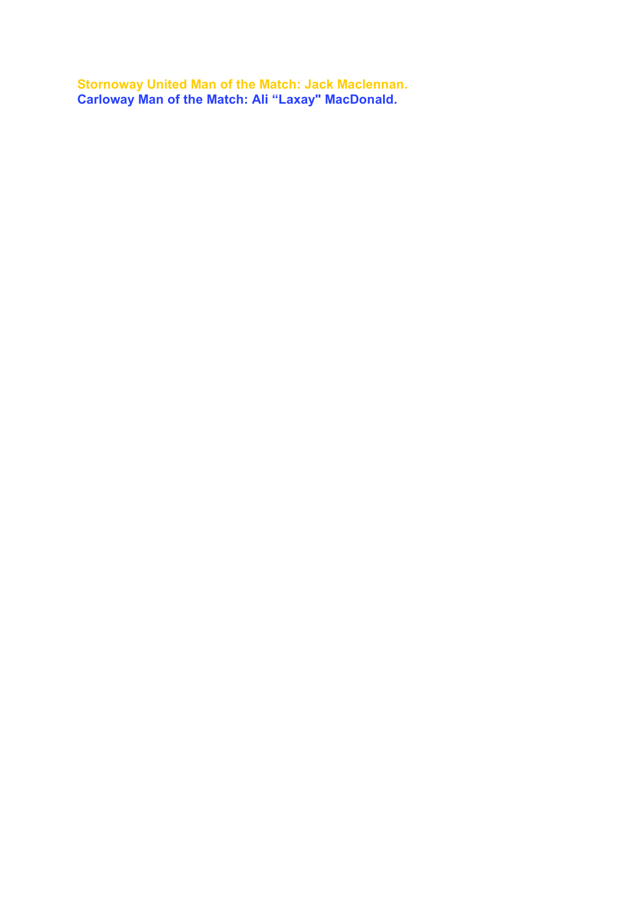**Stornoway United Man of the Match: Jack Maclennan.**
**Carloway Man of the Match: Ali “Laxay" MacDonald.**